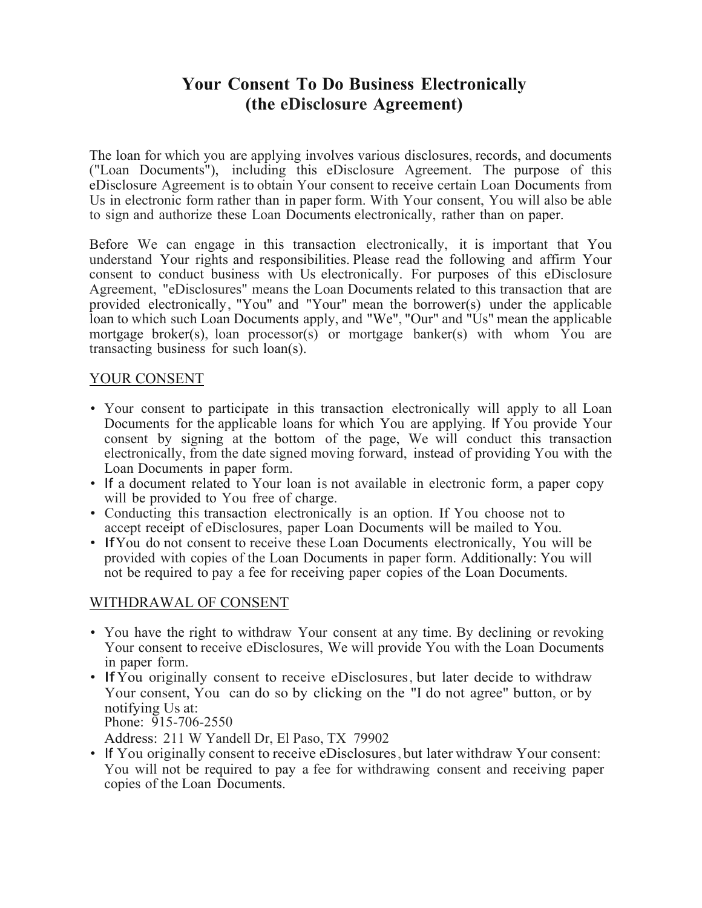# Your Consent To Do Business Electronically
# (the eDisclosure Agreement)

The loan for which you are applying involves various disclosures, records, and documents ("Loan Documents"), including this eDisclosure Agreement. The purpose of this eDisclosure Agreement is to obtain Your consent to receive certain Loan Documents from Us in electronic form rather than in paper form. With Your consent, You will also be able to sign and authorize these Loan Documents electronically, rather than on paper.

Before We can engage in this transaction electronically, it is important that You understand Your rights and responsibilities. Please read the following and affirm Your consent to conduct business with Us electronically. For purposes of this eDisclosure Agreement, "eDisclosures" means the Loan Documents related to this transaction that are provided electronically, "You" and "Your" mean the borrower(s) under the applicable loan to which such Loan Documents apply, and "We", "Our" and "Us" mean the applicable mortgage broker(s), loan processor(s) or mortgage banker(s) with whom You are transacting business for such loan(s).

## YOUR CONSENT

- Your consent to participate in this transaction electronically will apply to all Loan Documents for the applicable loans for which You are applying. If You provide Your consent by signing at the bottom of the page, We will conduct this transaction electronically, from the date signed moving forward, instead of providing You with the Loan Documents in paper form.
- If a document related to Your loan is not available in electronic form, a paper copy will be provided to You free of charge.
- Conducting this transaction electronically is an option. If You choose not to accept receipt of eDisclosures, paper Loan Documents will be mailed to You.
- If You do not consent to receive these Loan Documents electronically, You will be provided with copies of the Loan Documents in paper form. Additionally: You will not be required to pay a fee for receiving paper copies of the Loan Documents.

## WITHDRAWAL OF CONSENT

- You have the right to withdraw Your consent at any time. By declining or revoking Your consent to receive eDisclosures, We will provide You with the Loan Documents in paper form.
- If You originally consent to receive eDisclosures, but later decide to withdraw Your consent, You can do so by clicking on the "I do not agree" button, or by notifying Us at:
  Phone: 915-706-2550
  Address: 211 W Yandell Dr, El Paso, TX 79902
- If You originally consent to receive eDisclosures, but later withdraw Your consent: You will not be required to pay a fee for withdrawing consent and receiving paper copies of the Loan Documents.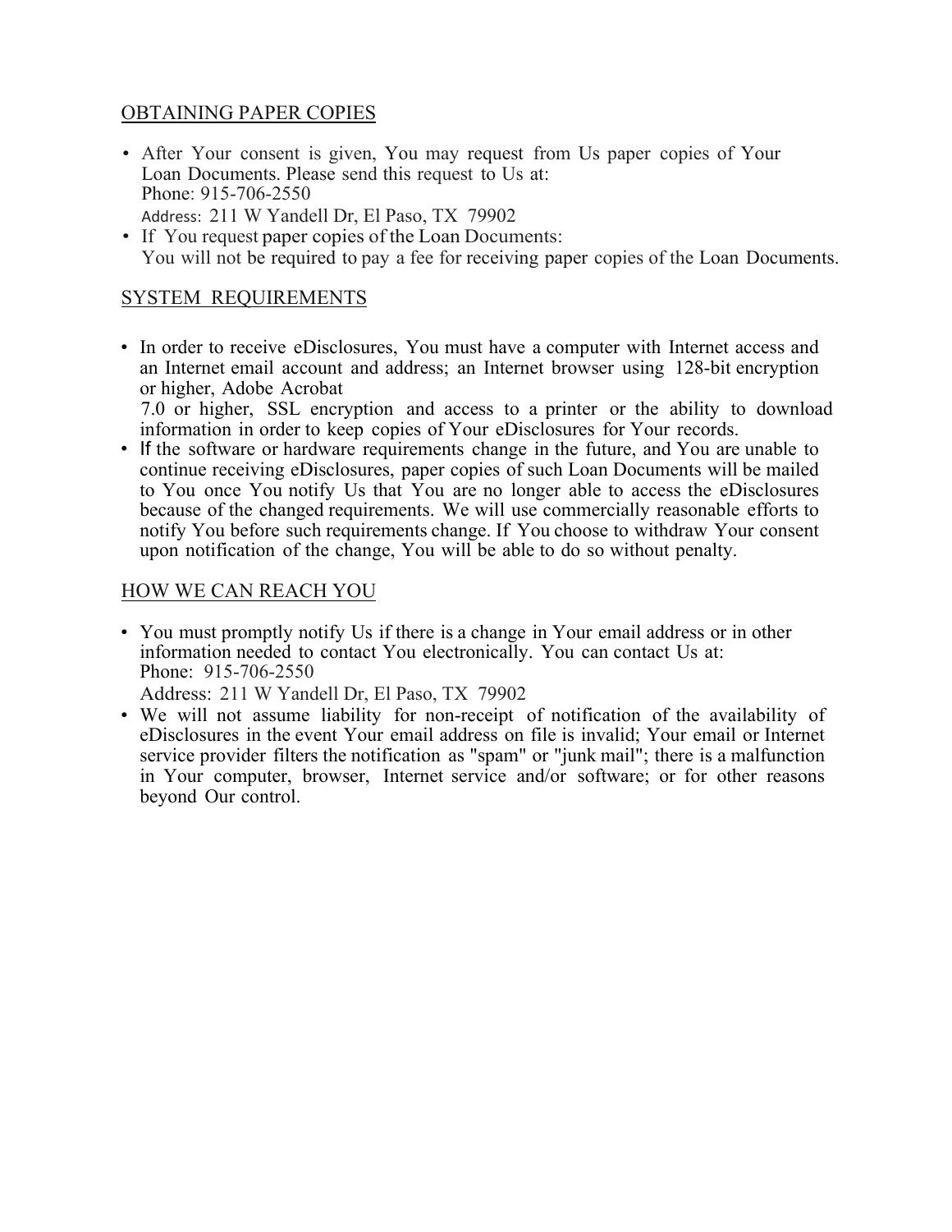## OBTAINING PAPER COPIES

- After Your consent is given, You may request from Us paper copies of Your Loan Documents. Please send this request to Us at:
  Phone: 915-706-2550
  Address: 211 W Yandell Dr, El Paso, TX 79902
- If You request paper copies of the Loan Documents:
  You will not be required to pay a fee for receiving paper copies of the Loan Documents.

## SYSTEM REQUIREMENTS

- In order to receive eDisclosures, You must have a computer with Internet access and an Internet email account and address; an Internet browser using 128-bit encryption or higher, Adobe Acrobat
  7.0 or higher, SSL encryption and access to a printer or the ability to download information in order to keep copies of Your eDisclosures for Your records.
- If the software or hardware requirements change in the future, and You are unable to continue receiving eDisclosures, paper copies of such Loan Documents will be mailed to You once You notify Us that You are no longer able to access the eDisclosures because of the changed requirements. We will use commercially reasonable efforts to notify You before such requirements change. If You choose to withdraw Your consent upon notification of the change, You will be able to do so without penalty.

## HOW WE CAN REACH YOU

- You must promptly notify Us if there is a change in Your email address or in other information needed to contact You electronically. You can contact Us at:
  Phone: 915-706-2550
  Address: 211 W Yandell Dr, El Paso, TX 79902
- We will not assume liability for non-receipt of notification of the availability of eDisclosures in the event Your email address on file is invalid; Your email or Internet service provider filters the notification as "spam" or "junk mail"; there is a malfunction in Your computer, browser, Internet service and/or software; or for other reasons beyond Our control.